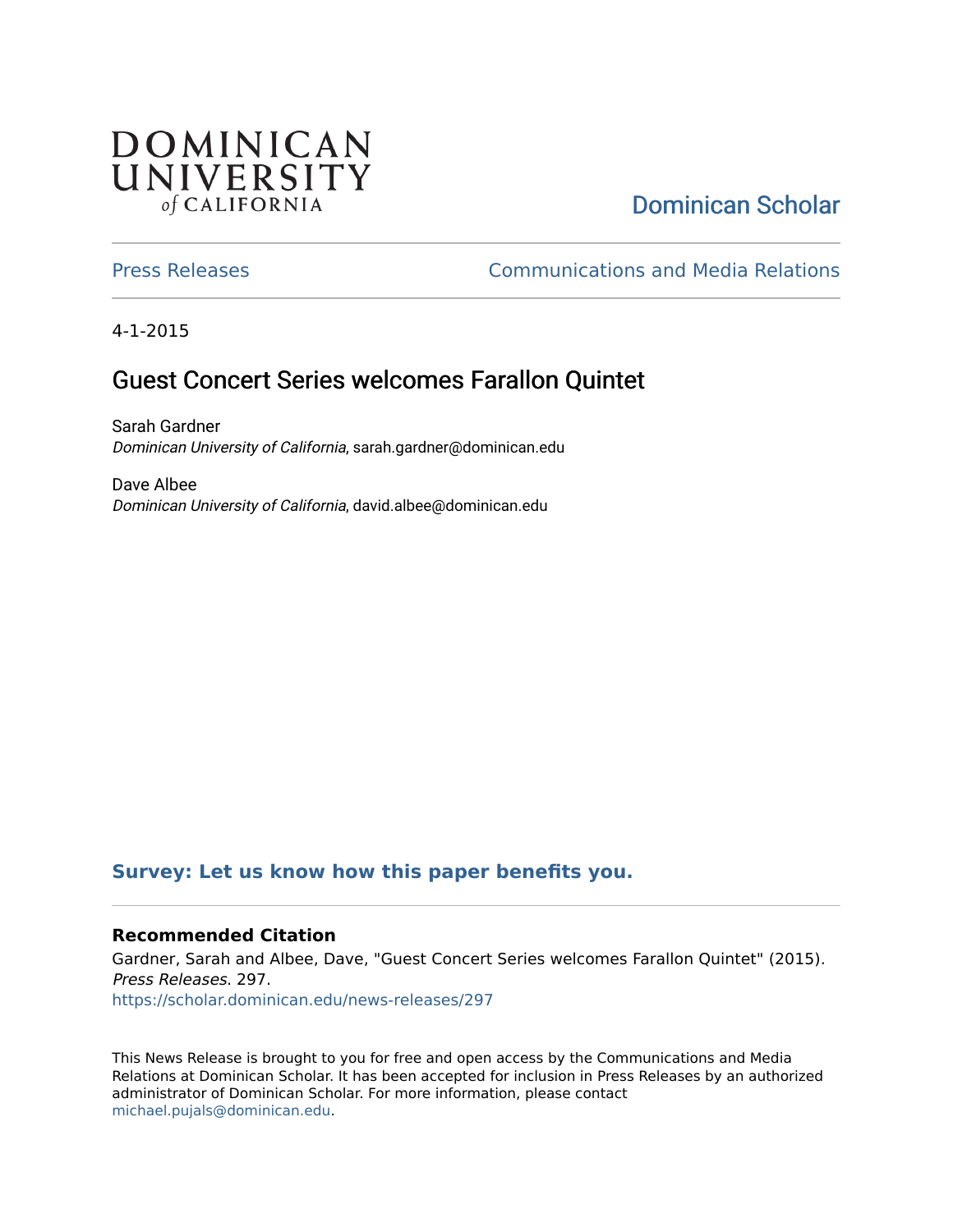DOMINICAN UNIVERSITY *of* CALIFORNIA

Dominican Scholar

Press Releases | Communications and Media Relations

4-1-2015

# Guest Concert Series welcomes Farallon Quintet

Sarah Gardner
*Dominican University of California*, sarah.gardner@dominican.edu

Dave Albee
*Dominican University of California*, david.albee@dominican.edu

**Survey: Let us know how this paper benefits you.**

### Recommended Citation

Gardner, Sarah and Albee, Dave, "Guest Concert Series welcomes Farallon Quintet" (2015). *Press Releases*. 297.
https://scholar.dominican.edu/news-releases/297

This News Release is brought to you for free and open access by the Communications and Media Relations at Dominican Scholar. It has been accepted for inclusion in Press Releases by an authorized administrator of Dominican Scholar. For more information, please contact michael.pujals@dominican.edu.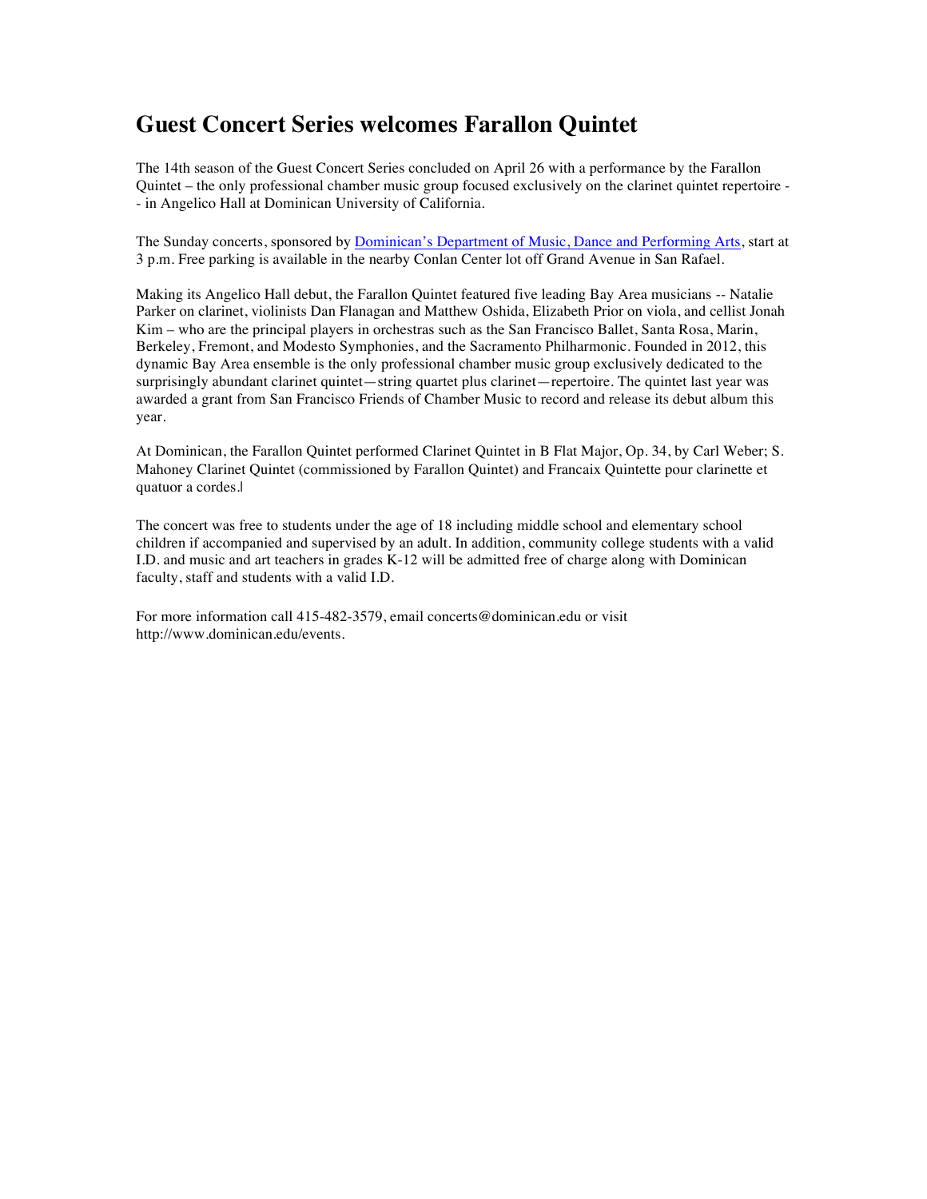# Guest Concert Series welcomes Farallon Quintet

The 14th season of the Guest Concert Series concluded on April 26 with a performance by the Farallon Quintet – the only professional chamber music group focused exclusively on the clarinet quintet repertoire -- in Angelico Hall at Dominican University of California.

The Sunday concerts, sponsored by Dominican's Department of Music, Dance and Performing Arts, start at 3 p.m. Free parking is available in the nearby Conlan Center lot off Grand Avenue in San Rafael.

Making its Angelico Hall debut, the Farallon Quintet featured five leading Bay Area musicians -- Natalie Parker on clarinet, violinists Dan Flanagan and Matthew Oshida, Elizabeth Prior on viola, and cellist Jonah Kim – who are the principal players in orchestras such as the San Francisco Ballet, Santa Rosa, Marin, Berkeley, Fremont, and Modesto Symphonies, and the Sacramento Philharmonic. Founded in 2012, this dynamic Bay Area ensemble is the only professional chamber music group exclusively dedicated to the surprisingly abundant clarinet quintet—string quartet plus clarinet—repertoire. The quintet last year was awarded a grant from San Francisco Friends of Chamber Music to record and release its debut album this year.

At Dominican, the Farallon Quintet performed Clarinet Quintet in B Flat Major, Op. 34, by Carl Weber; S. Mahoney Clarinet Quintet (commissioned by Farallon Quintet) and Francaix Quintette pour clarinette et quatuor a cordes.

The concert was free to students under the age of 18 including middle school and elementary school children if accompanied and supervised by an adult. In addition, community college students with a valid I.D. and music and art teachers in grades K-12 will be admitted free of charge along with Dominican faculty, staff and students with a valid I.D.

For more information call 415-482-3579, email concerts@dominican.edu or visit http://www.dominican.edu/events.